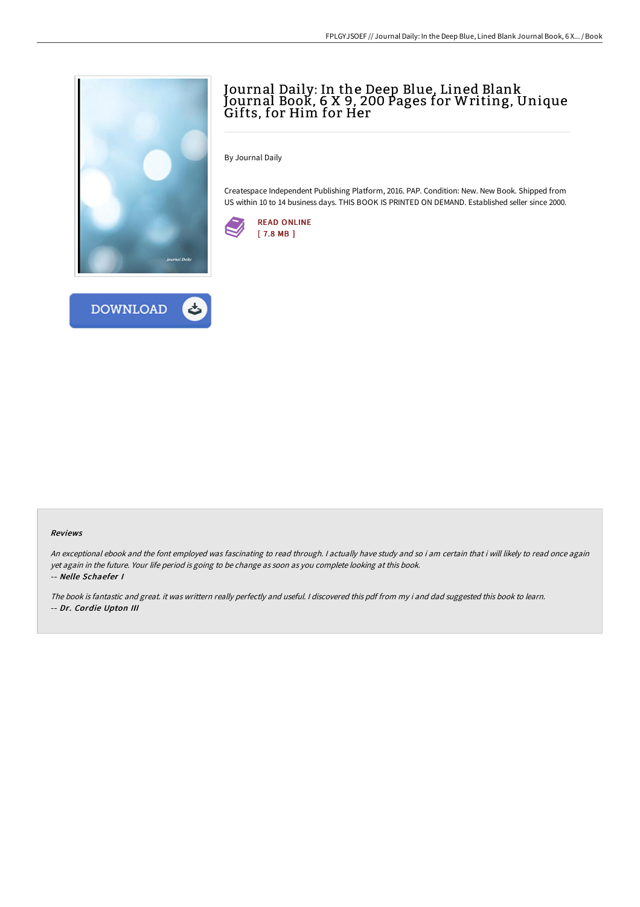# Journal Daily: In the Deep Blue, Lined Blank Journal Book, 6 X 9, 200 Pages for Writing, Unique Gifts, for Him for Her

By Journal Daily

Createspace Independent Publishing Platform, 2016. PAP. Condition: New. New Book. Shipped from US within 10 to 14 business days. THIS BOOK IS PRINTED ON DEMAND. Established seller since 2000.

READ ONLINE
[ 7.8 MB ]

DOWNLOAD

### Reviews

*An exceptional ebook and the font employed was fascinating to read through. I actually have study and so i am certain that i will likely to read once again yet again in the future. Your life period is going to be change as soon as you complete looking at this book.*

*-- **Nelle Schaefer I***

*The book is fantastic and great. it was writtern really perfectly and useful. I discovered this pdf from my i and dad suggested this book to learn.*

*-- **Dr. Cordie Upton III***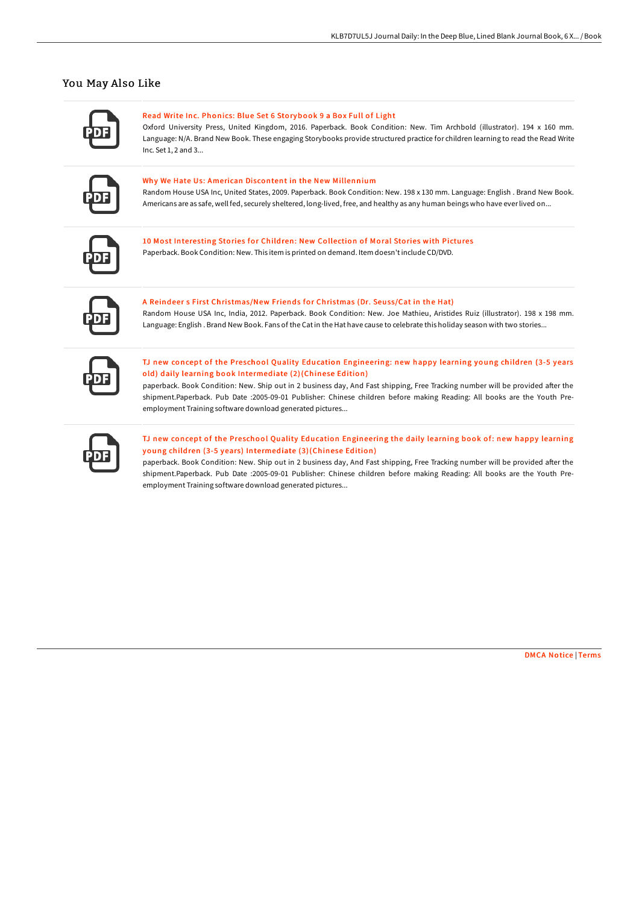## You May Also Like

### Read Write Inc. Phonics: Blue Set 6 Storybook 9 a Box Full of Light

Oxford University Press, United Kingdom, 2016. Paperback. Book Condition: New. Tim Archbold (illustrator). 194 x 160 mm. Language: N/A. Brand New Book. These engaging Storybooks provide structured practice for children learning to read the Read Write Inc. Set 1, 2 and 3...

### Why We Hate Us: American Discontent in the New Millennium

Random House USA Inc, United States, 2009. Paperback. Book Condition: New. 198 x 130 mm. Language: English . Brand New Book. Americans are as safe, well fed, securely sheltered, long-lived, free, and healthy as any human beings who have ever lived on...

### 10 Most Interesting Stories for Children: New Collection of Moral Stories with Pictures

Paperback. Book Condition: New. This item is printed on demand. Item doesn't include CD/DVD.

### A Reindeer s First Christmas/New Friends for Christmas (Dr. Seuss/Cat in the Hat)

Random House USA Inc, India, 2012. Paperback. Book Condition: New. Joe Mathieu, Aristides Ruiz (illustrator). 198 x 198 mm. Language: English . Brand New Book. Fans of the Cat in the Hat have cause to celebrate this holiday season with two stories...

### TJ new concept of the Preschool Quality Education Engineering: new happy learning young children (3-5 years old) daily learning book Intermediate (2)(Chinese Edition)

paperback. Book Condition: New. Ship out in 2 business day, And Fast shipping, Free Tracking number will be provided after the shipment.Paperback. Pub Date :2005-09-01 Publisher: Chinese children before making Reading: All books are the Youth Pre-employment Training software download generated pictures...

### TJ new concept of the Preschool Quality Education Engineering the daily learning book of: new happy learning young children (3-5 years) Intermediate (3)(Chinese Edition)

paperback. Book Condition: New. Ship out in 2 business day, And Fast shipping, Free Tracking number will be provided after the shipment.Paperback. Pub Date :2005-09-01 Publisher: Chinese children before making Reading: All books are the Youth Pre-employment Training software download generated pictures...

DMCA Notice | Terms